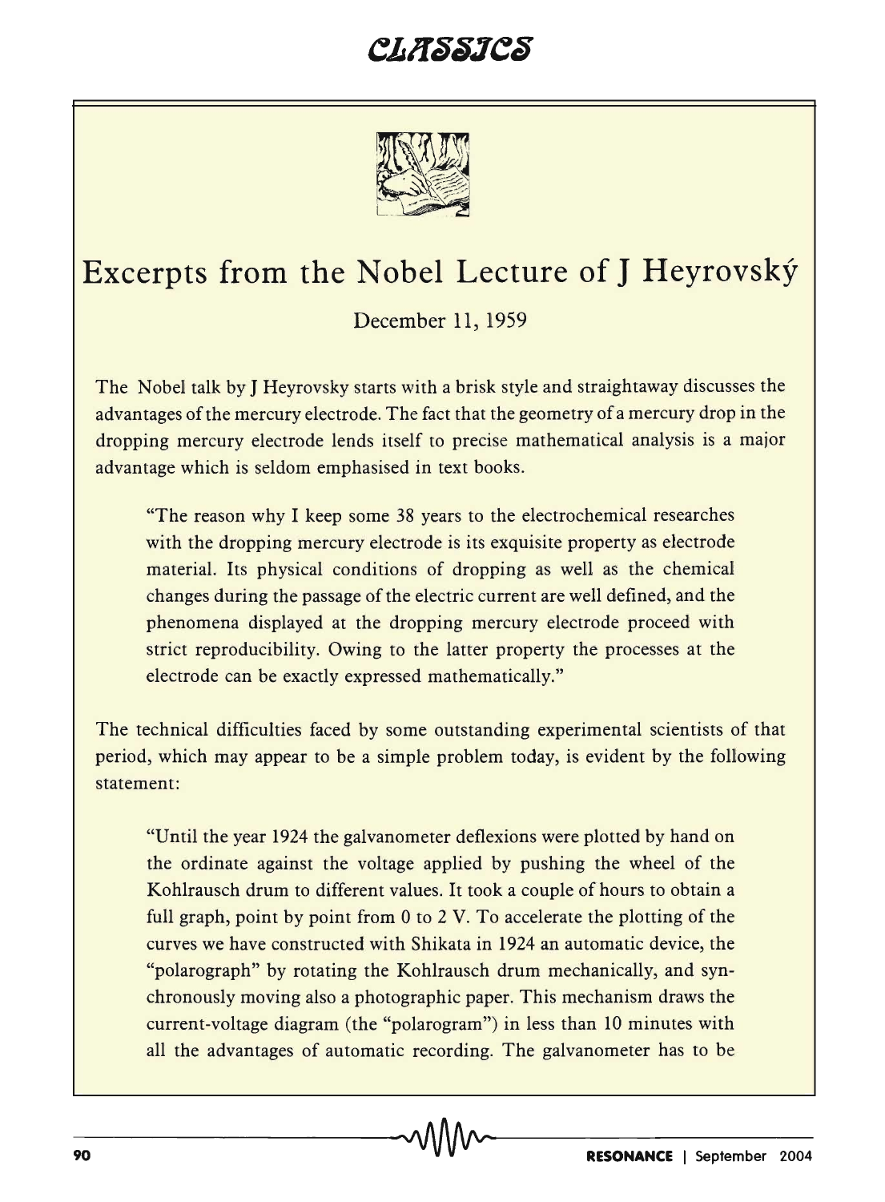# Excerpts from the Nobel Lecture of J Heyrovský

December 11, 1959

The Nobel talk by J Heyrovsky starts with a brisk style and straightaway discusses the advantages of the mercury electrode. The fact that the geometry of a mercury drop in the dropping mercury electrode lends itself to precise mathematical analysis is a major advantage which is seldom emphasised in text books.

> "The reason why I keep some 38 years to the electrochemical researches with the dropping mercury electrode is its exquisite property as electrode material. Its physical conditions of dropping as well as the chemical changes during the passage of the electric current are well defined, and the phenomena displayed at the dropping mercury electrode proceed with strict reproducibility. Owing to the latter property the processes at the electrode can be exactly expressed mathematically."

The technical difficulties faced by some outstanding experimental scientists of that period, which may appear to be a simple problem today, is evident by the following statement:

> "Until the year 1924 the galvanometer deflexions were plotted by hand on the ordinate against the voltage applied by pushing the wheel of the Kohlrausch drum to different values. It took a couple of hours to obtain a full graph, point by point from 0 to 2 V. To accelerate the plotting of the curves we have constructed with Shikata in 1924 an automatic device, the "polarograph" by rotating the Kohlrausch drum mechanically, and synchronously moving also a photographic paper. This mechanism draws the current-voltage diagram (the "polarogram") in less than 10 minutes with all the advantages of automatic recording. The galvanometer has to be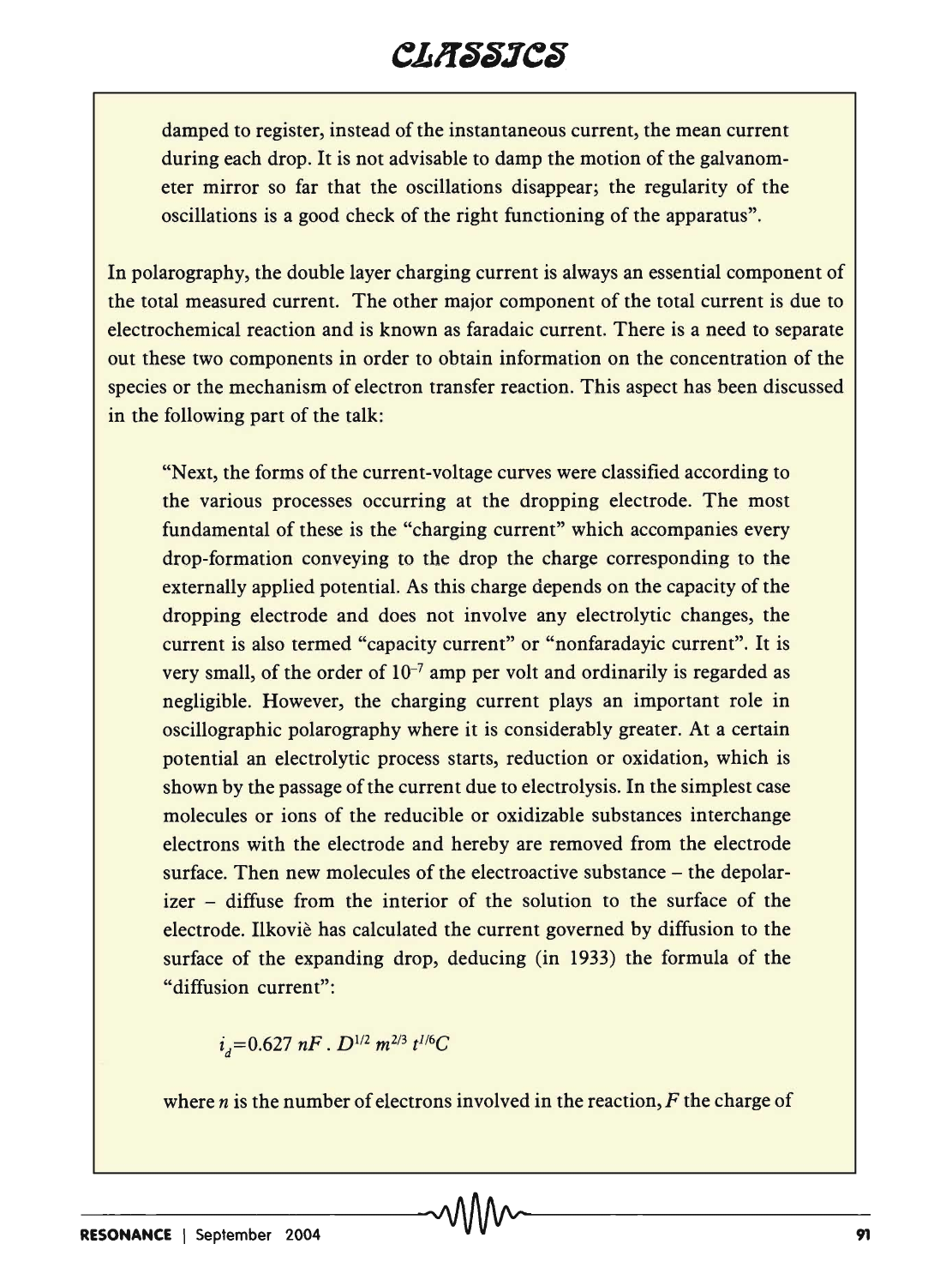damped to register, instead of the instantaneous current, the mean current during each drop. It is not advisable to damp the motion of the galvanometer mirror so far that the oscillations disappear; the regularity of the oscillations is a good check of the right functioning of the apparatus".

In polarography, the double layer charging current is always an essential component of the total measured current. The other major component of the total current is due to electrochemical reaction and is known as faradaic current. There is a need to separate out these two components in order to obtain information on the concentration of the species or the mechanism of electron transfer reaction. This aspect has been discussed in the following part of the talk:

"Next, the forms of the current-voltage curves were classified according to the various processes occurring at the dropping electrode. The most fundamental of these is the "charging current" which accompanies every drop-formation conveying to the drop the charge corresponding to the externally applied potential. As this charge depends on the capacity of the dropping electrode and does not involve any electrolytic changes, the current is also termed "capacity current" or "nonfaradayic current". It is very small, of the order of $10^{-7}$ amp per volt and ordinarily is regarded as negligible. However, the charging current plays an important role in oscillographic polarography where it is considerably greater. At a certain potential an electrolytic process starts, reduction or oxidation, which is shown by the passage of the current due to electrolysis. In the simplest case molecules or ions of the reducible or oxidizable substances interchange electrons with the electrode and hereby are removed from the electrode surface. Then new molecules of the electroactive substance – the depolarizer – diffuse from the interior of the solution to the surface of the electrode. Ilkoviè has calculated the current governed by diffusion to the surface of the expanding drop, deducing (in 1933) the formula of the "diffusion current":

$$i_d = 0.627\, nF \,.\, D^{1/2}\, m^{2/3}\, t^{1/6} C$$

where $n$ is the number of electrons involved in the reaction, $F$ the charge of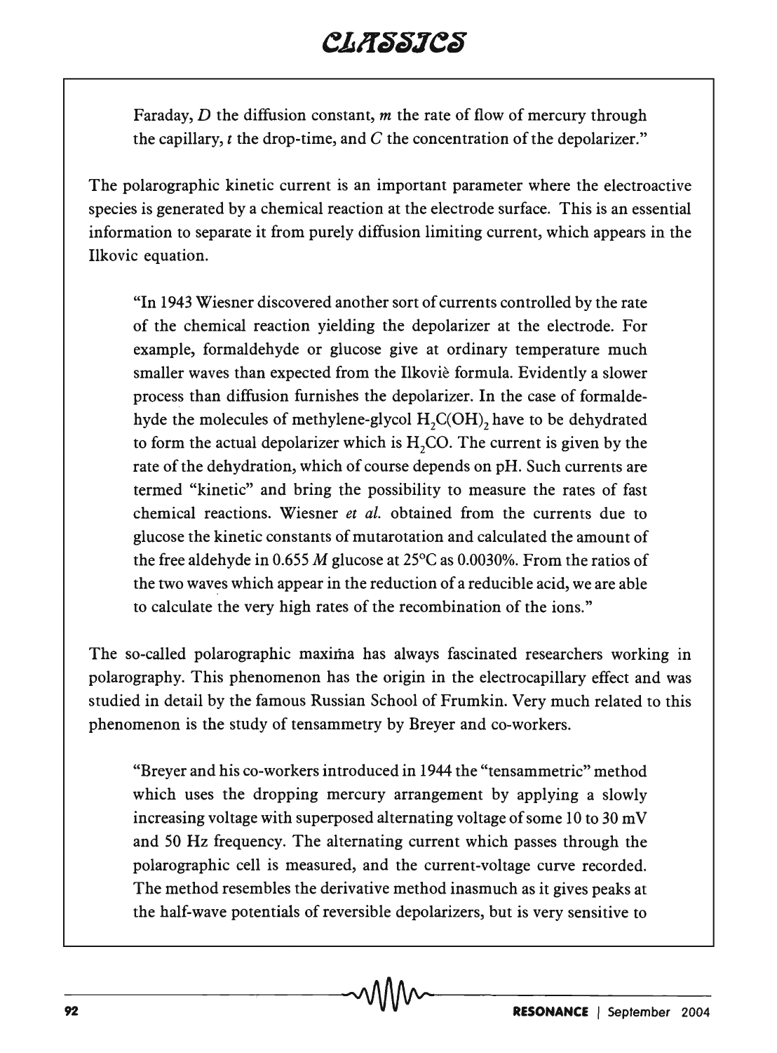Faraday, $D$ the diffusion constant, $m$ the rate of flow of mercury through the capillary, $t$ the drop-time, and $C$ the concentration of the depolarizer."

The polarographic kinetic current is an important parameter where the electroactive species is generated by a chemical reaction at the electrode surface. This is an essential information to separate it from purely diffusion limiting current, which appears in the Ilkovic equation.

> "In 1943 Wiesner discovered another sort of currents controlled by the rate of the chemical reaction yielding the depolarizer at the electrode. For example, formaldehyde or glucose give at ordinary temperature much smaller waves than expected from the Ilkovič formula. Evidently a slower process than diffusion furnishes the depolarizer. In the case of formaldehyde the molecules of methylene-glycol $H_2C(OH)_2$ have to be dehydrated to form the actual depolarizer which is $H_2CO$. The current is given by the rate of the dehydration, which of course depends on pH. Such currents are termed "kinetic" and bring the possibility to measure the rates of fast chemical reactions. Wiesner *et al.* obtained from the currents due to glucose the kinetic constants of mutarotation and calculated the amount of the free aldehyde in 0.655 *M* glucose at 25°C as 0.0030%. From the ratios of the two waves which appear in the reduction of a reducible acid, we are able to calculate the very high rates of the recombination of the ions."

The so-called polarographic maxima has always fascinated researchers working in polarography. This phenomenon has the origin in the electrocapillary effect and was studied in detail by the famous Russian School of Frumkin. Very much related to this phenomenon is the study of tensammetry by Breyer and co-workers.

> "Breyer and his co-workers introduced in 1944 the "tensammetric" method which uses the dropping mercury arrangement by applying a slowly increasing voltage with superposed alternating voltage of some 10 to 30 mV and 50 Hz frequency. The alternating current which passes through the polarographic cell is measured, and the current-voltage curve recorded. The method resembles the derivative method inasmuch as it gives peaks at the half-wave potentials of reversible depolarizers, but is very sensitive to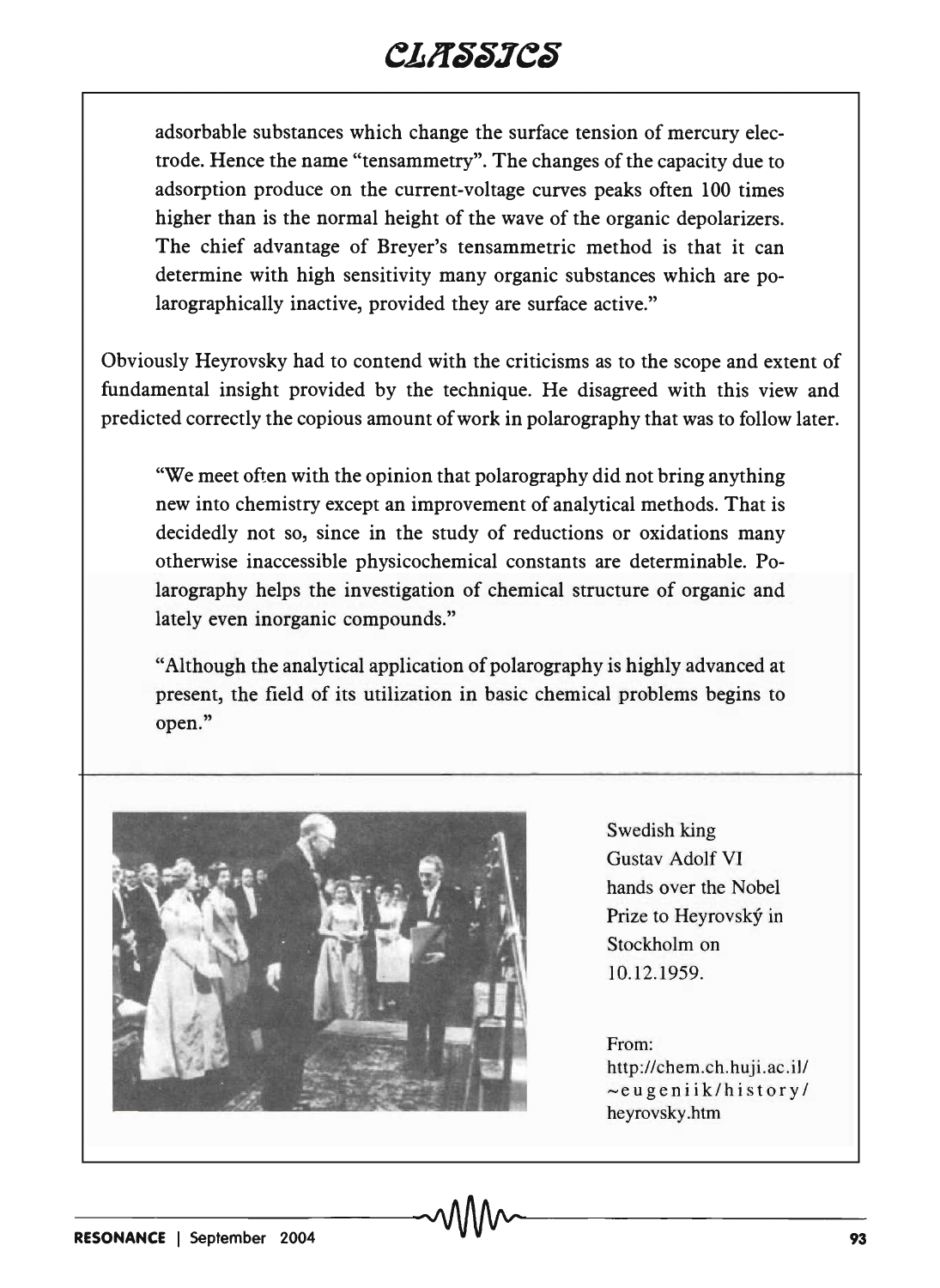adsorbable substances which change the surface tension of mercury electrode. Hence the name "tensammetry". The changes of the capacity due to adsorption produce on the current-voltage curves peaks often 100 times higher than is the normal height of the wave of the organic depolarizers. The chief advantage of Breyer's tensammetric method is that it can determine with high sensitivity many organic substances which are polarographically inactive, provided they are surface active."

Obviously Heyrovsky had to contend with the criticisms as to the scope and extent of fundamental insight provided by the technique. He disagreed with this view and predicted correctly the copious amount of work in polarography that was to follow later.

"We meet often with the opinion that polarography did not bring anything new into chemistry except an improvement of analytical methods. That is decidedly not so, since in the study of reductions or oxidations many otherwise inaccessible physicochemical constants are determinable. Polarography helps the investigation of chemical structure of organic and lately even inorganic compounds."

"Although the analytical application of polarography is highly advanced at present, the field of its utilization in basic chemical problems begins to open."

Swedish king Gustav Adolf VI hands over the Nobel Prize to Heyrovský in Stockholm on 10.12.1959.

From: http://chem.ch.huji.ac.il/~eugeniik/history/heyrovsky.htm